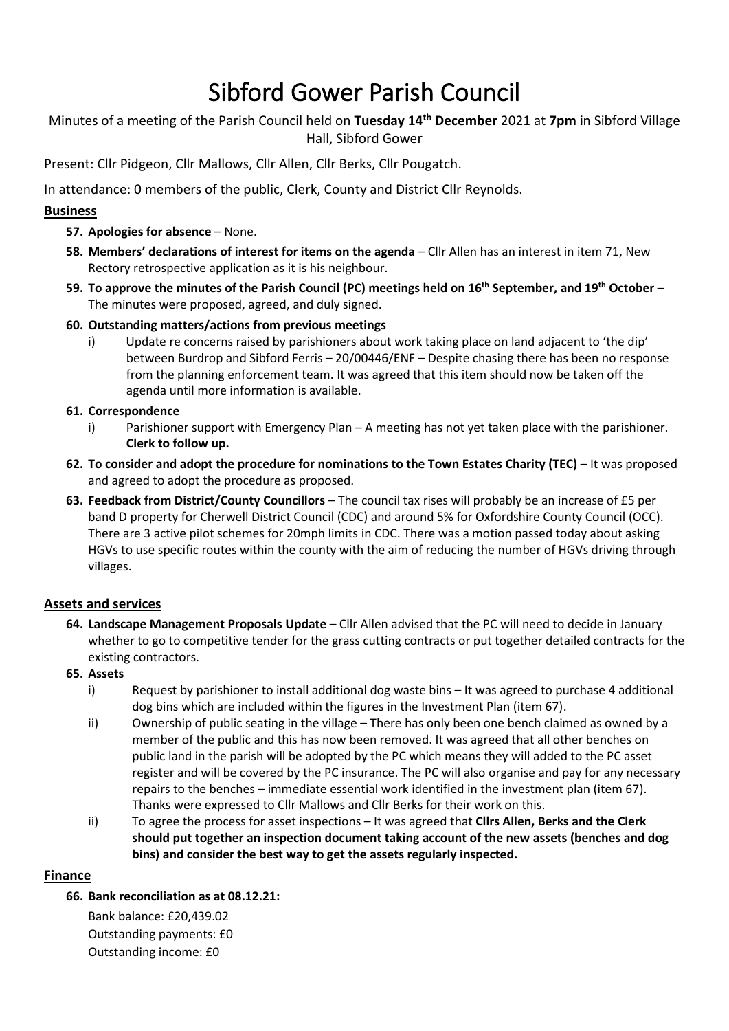# Sibford Gower Parish Council

Minutes of a meeting of the Parish Council held on **Tuesday 14th December** 2021 at **7pm** in Sibford Village Hall, Sibford Gower

Present: Cllr Pidgeon, Cllr Mallows, Cllr Allen, Cllr Berks, Cllr Pougatch.

In attendance: 0 members of the public, Clerk, County and District Cllr Reynolds.

## Business

57. **Apologies for absence** – None.
58. **Members' declarations of interest for items on the agenda** – Cllr Allen has an interest in item 71, New Rectory retrospective application as it is his neighbour.
59. **To approve the minutes of the Parish Council (PC) meetings held on 16th September, and 19th October** – The minutes were proposed, agreed, and duly signed.
60. **Outstanding matters/actions from previous meetings**
    i) Update re concerns raised by parishioners about work taking place on land adjacent to 'the dip' between Burdrop and Sibford Ferris – 20/00446/ENF – Despite chasing there has been no response from the planning enforcement team. It was agreed that this item should now be taken off the agenda until more information is available.
61. **Correspondence**
    i) Parishioner support with Emergency Plan – A meeting has not yet taken place with the parishioner. **Clerk to follow up.**
62. **To consider and adopt the procedure for nominations to the Town Estates Charity (TEC)** – It was proposed and agreed to adopt the procedure as proposed.
63. **Feedback from District/County Councillors** – The council tax rises will probably be an increase of £5 per band D property for Cherwell District Council (CDC) and around 5% for Oxfordshire County Council (OCC). There are 3 active pilot schemes for 20mph limits in CDC. There was a motion passed today about asking HGVs to use specific routes within the county with the aim of reducing the number of HGVs driving through villages.

## Assets and services

64. **Landscape Management Proposals Update** – Cllr Allen advised that the PC will need to decide in January whether to go to competitive tender for the grass cutting contracts or put together detailed contracts for the existing contractors.
65. **Assets**
    i) Request by parishioner to install additional dog waste bins – It was agreed to purchase 4 additional dog bins which are included within the figures in the Investment Plan (item 67).
    ii) Ownership of public seating in the village – There has only been one bench claimed as owned by a member of the public and this has now been removed. It was agreed that all other benches on public land in the parish will be adopted by the PC which means they will added to the PC asset register and will be covered by the PC insurance. The PC will also organise and pay for any necessary repairs to the benches – immediate essential work identified in the investment plan (item 67). Thanks were expressed to Cllr Mallows and Cllr Berks for their work on this.
    ii) To agree the process for asset inspections – It was agreed that **Cllrs Allen, Berks and the Clerk should put together an inspection document taking account of the new assets (benches and dog bins) and consider the best way to get the assets regularly inspected.**

## Finance

66. **Bank reconciliation as at 08.12.21:**

    Bank balance: £20,439.02
    Outstanding payments: £0
    Outstanding income: £0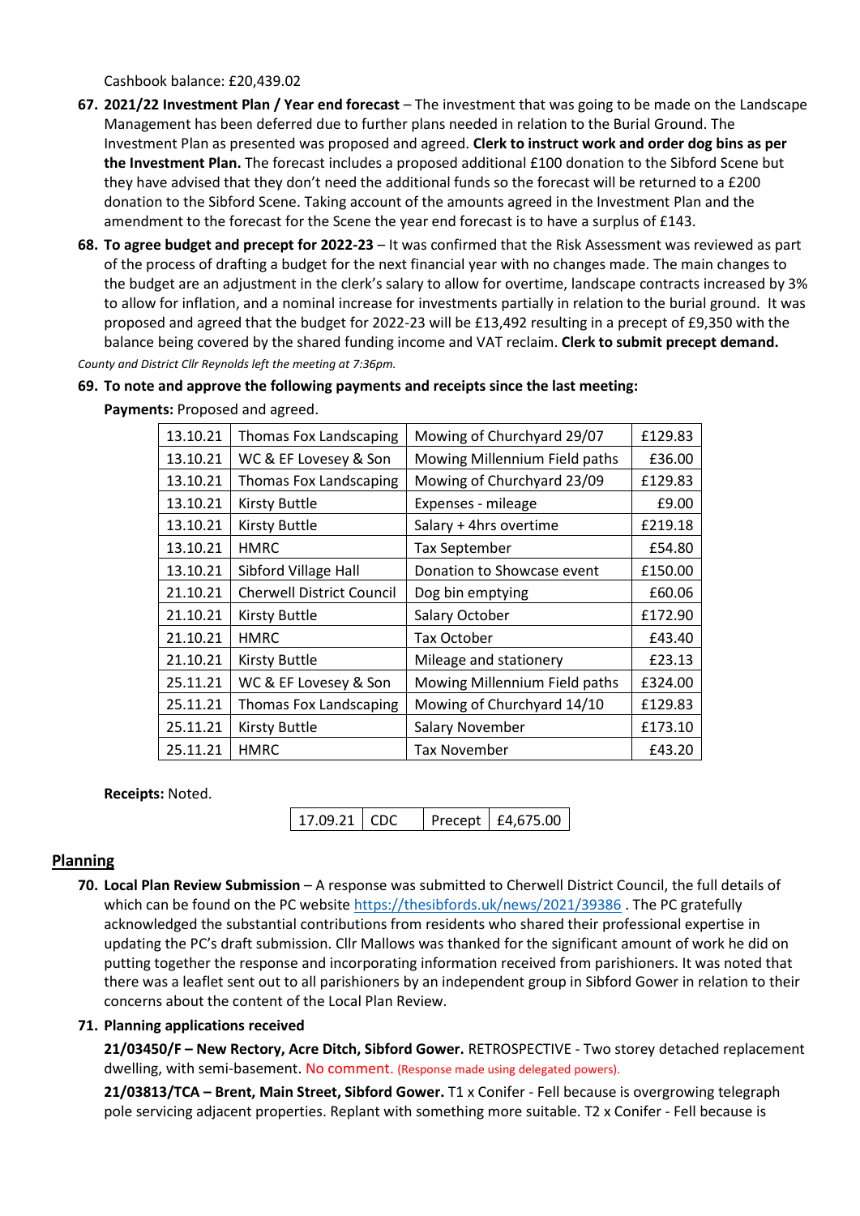Cashbook balance: £20,439.02

67. **2021/22 Investment Plan / Year end forecast** – The investment that was going to be made on the Landscape Management has been deferred due to further plans needed in relation to the Burial Ground. The Investment Plan as presented was proposed and agreed. **Clerk to instruct work and order dog bins as per the Investment Plan.** The forecast includes a proposed additional £100 donation to the Sibford Scene but they have advised that they don't need the additional funds so the forecast will be returned to a £200 donation to the Sibford Scene. Taking account of the amounts agreed in the Investment Plan and the amendment to the forecast for the Scene the year end forecast is to have a surplus of £143.

68. **To agree budget and precept for 2022-23** – It was confirmed that the Risk Assessment was reviewed as part of the process of drafting a budget for the next financial year with no changes made. The main changes to the budget are an adjustment in the clerk's salary to allow for overtime, landscape contracts increased by 3% to allow for inflation, and a nominal increase for investments partially in relation to the burial ground. It was proposed and agreed that the budget for 2022-23 will be £13,492 resulting in a precept of £9,350 with the balance being covered by the shared funding income and VAT reclaim. **Clerk to submit precept demand.**

*County and District Cllr Reynolds left the meeting at 7:36pm.*

69. **To note and approve the following payments and receipts since the last meeting:**

**Payments:** Proposed and agreed.

| | | | |
|---|---|---|---|
| 13.10.21 | Thomas Fox Landscaping | Mowing of Churchyard 29/07 | £129.83 |
| 13.10.21 | WC & EF Lovesey & Son | Mowing Millennium Field paths | £36.00 |
| 13.10.21 | Thomas Fox Landscaping | Mowing of Churchyard 23/09 | £129.83 |
| 13.10.21 | Kirsty Buttle | Expenses - mileage | £9.00 |
| 13.10.21 | Kirsty Buttle | Salary + 4hrs overtime | £219.18 |
| 13.10.21 | HMRC | Tax September | £54.80 |
| 13.10.21 | Sibford Village Hall | Donation to Showcase event | £150.00 |
| 21.10.21 | Cherwell District Council | Dog bin emptying | £60.06 |
| 21.10.21 | Kirsty Buttle | Salary October | £172.90 |
| 21.10.21 | HMRC | Tax October | £43.40 |
| 21.10.21 | Kirsty Buttle | Mileage and stationery | £23.13 |
| 25.11.21 | WC & EF Lovesey & Son | Mowing Millennium Field paths | £324.00 |
| 25.11.21 | Thomas Fox Landscaping | Mowing of Churchyard 14/10 | £129.83 |
| 25.11.21 | Kirsty Buttle | Salary November | £173.10 |
| 25.11.21 | HMRC | Tax November | £43.20 |

**Receipts:** Noted.

| | | | |
|---|---|---|---|
| 17.09.21 | CDC | Precept | £4,675.00 |

## Planning

70. **Local Plan Review Submission** – A response was submitted to Cherwell District Council, the full details of which can be found on the PC website https://thesibfords.uk/news/2021/39386 . The PC gratefully acknowledged the substantial contributions from residents who shared their professional expertise in updating the PC's draft submission. Cllr Mallows was thanked for the significant amount of work he did on putting together the response and incorporating information received from parishioners. It was noted that there was a leaflet sent out to all parishioners by an independent group in Sibford Gower in relation to their concerns about the content of the Local Plan Review.

71. **Planning applications received**

**21/03450/F – New Rectory, Acre Ditch, Sibford Gower.** RETROSPECTIVE - Two storey detached replacement dwelling, with semi-basement. No comment. (Response made using delegated powers).

**21/03813/TCA – Brent, Main Street, Sibford Gower.** T1 x Conifer - Fell because is overgrowing telegraph pole servicing adjacent properties. Replant with something more suitable. T2 x Conifer - Fell because is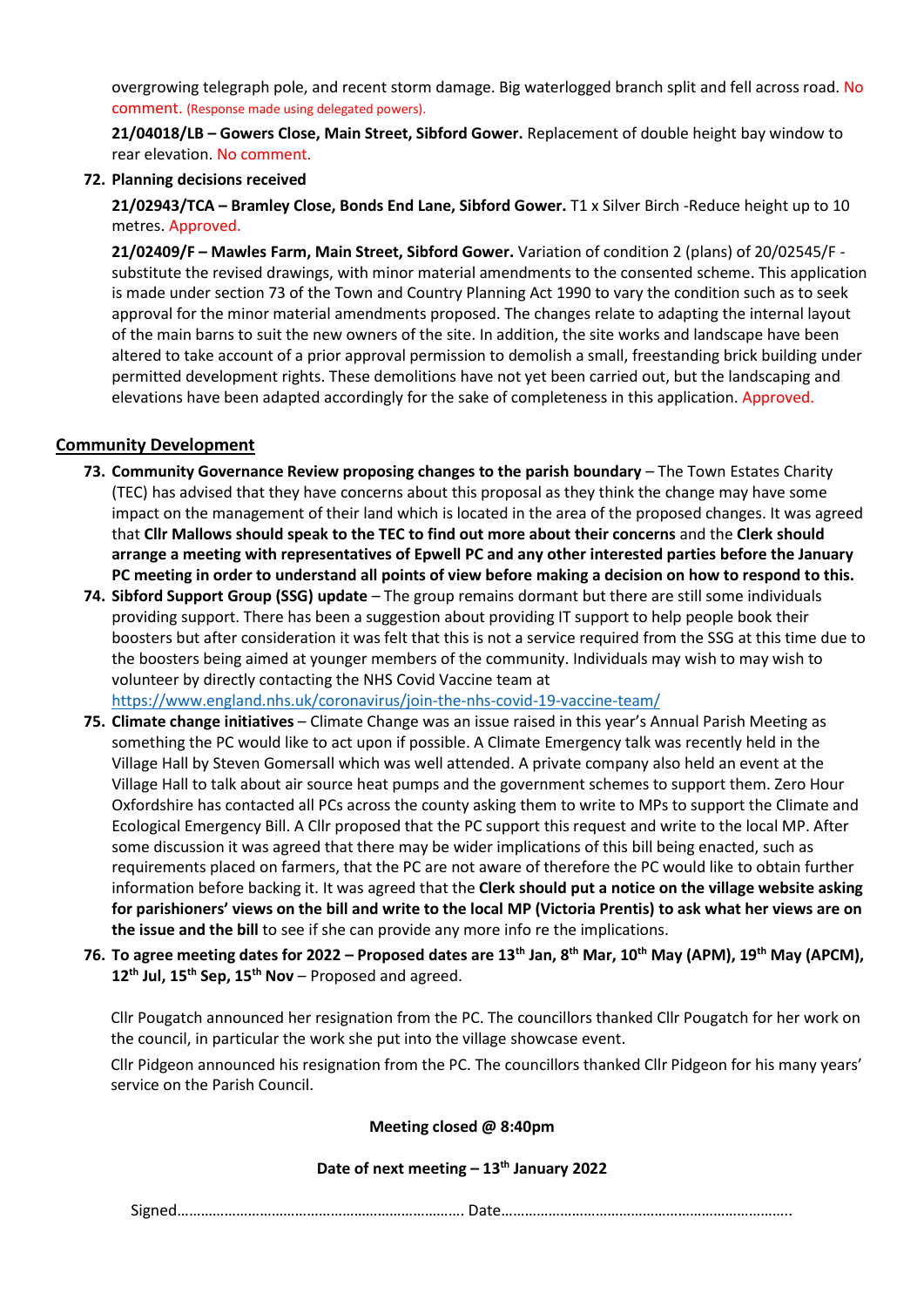overgrowing telegraph pole, and recent storm damage. Big waterlogged branch split and fell across road. No comment. (Response made using delegated powers).

**21/04018/LB – Gowers Close, Main Street, Sibford Gower.** Replacement of double height bay window to rear elevation. No comment.

**72. Planning decisions received**

**21/02943/TCA – Bramley Close, Bonds End Lane, Sibford Gower.** T1 x Silver Birch -Reduce height up to 10 metres. Approved.

**21/02409/F – Mawles Farm, Main Street, Sibford Gower.** Variation of condition 2 (plans) of 20/02545/F - substitute the revised drawings, with minor material amendments to the consented scheme. This application is made under section 73 of the Town and Country Planning Act 1990 to vary the condition such as to seek approval for the minor material amendments proposed. The changes relate to adapting the internal layout of the main barns to suit the new owners of the site. In addition, the site works and landscape have been altered to take account of a prior approval permission to demolish a small, freestanding brick building under permitted development rights. These demolitions have not yet been carried out, but the landscaping and elevations have been adapted accordingly for the sake of completeness in this application. Approved.

## Community Development

73. **Community Governance Review proposing changes to the parish boundary** – The Town Estates Charity (TEC) has advised that they have concerns about this proposal as they think the change may have some impact on the management of their land which is located in the area of the proposed changes. It was agreed that **Cllr Mallows should speak to the TEC to find out more about their concerns** and the **Clerk should arrange a meeting with representatives of Epwell PC and any other interested parties before the January PC meeting in order to understand all points of view before making a decision on how to respond to this.**
74. **Sibford Support Group (SSG) update** – The group remains dormant but there are still some individuals providing support. There has been a suggestion about providing IT support to help people book their boosters but after consideration it was felt that this is not a service required from the SSG at this time due to the boosters being aimed at younger members of the community. Individuals may wish to may wish to volunteer by directly contacting the NHS Covid Vaccine team at https://www.england.nhs.uk/coronavirus/join-the-nhs-covid-19-vaccine-team/
75. **Climate change initiatives** – Climate Change was an issue raised in this year's Annual Parish Meeting as something the PC would like to act upon if possible. A Climate Emergency talk was recently held in the Village Hall by Steven Gomersall which was well attended. A private company also held an event at the Village Hall to talk about air source heat pumps and the government schemes to support them. Zero Hour Oxfordshire has contacted all PCs across the county asking them to write to MPs to support the Climate and Ecological Emergency Bill. A Cllr proposed that the PC support this request and write to the local MP. After some discussion it was agreed that there may be wider implications of this bill being enacted, such as requirements placed on farmers, that the PC are not aware of therefore the PC would like to obtain further information before backing it. It was agreed that the **Clerk should put a notice on the village website asking for parishioners' views on the bill and write to the local MP (Victoria Prentis) to ask what her views are on the issue and the bill** to see if she can provide any more info re the implications.
76. **To agree meeting dates for 2022 – Proposed dates are 13th Jan, 8th Mar, 10th May (APM), 19th May (APCM), 12th Jul, 15th Sep, 15th Nov** – Proposed and agreed.

Cllr Pougatch announced her resignation from the PC. The councillors thanked Cllr Pougatch for her work on the council, in particular the work she put into the village showcase event.

Cllr Pidgeon announced his resignation from the PC. The councillors thanked Cllr Pidgeon for his many years' service on the Parish Council.

**Meeting closed @ 8:40pm**

**Date of next meeting – 13th January 2022**

Signed……………………………………………………………….. Date……………………………………………………………….